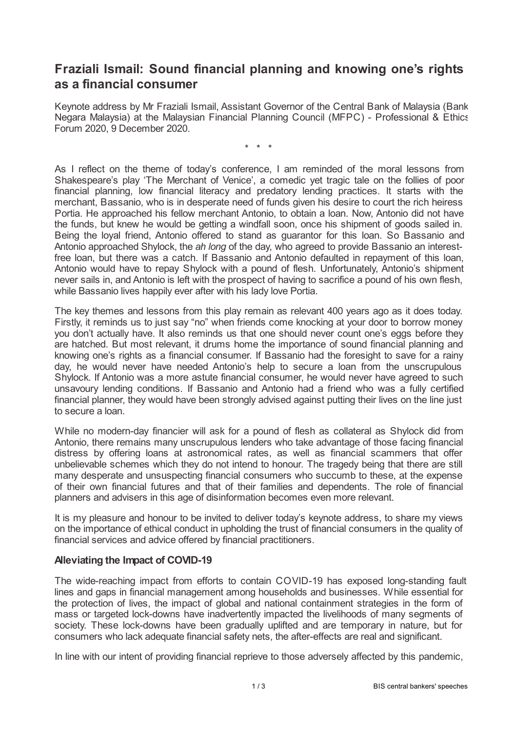# Fraziali Ismail: Sound financial planning and knowing one's rights as a financial consumer

Keynote address by Mr Fraziali Ismail, Assistant Governor of the Central Bank of Malaysia (Bank Negara Malaysia) at the Malaysian Financial Planning Council (MFPC) - Professional & Ethics Forum 2020, 9 December 2020.

\* \* \*

As I reflect on the theme of today's conference, I am reminded of the moral lessons from Shakespeare's play 'The Merchant of Venice', a comedic yet tragic tale on the follies of poor financial planning, low financial literacy and predatory lending practices. It starts with the merchant, Bassanio, who is in desperate need of funds given his desire to court the rich heiress Portia. He approached his fellow merchant Antonio, to obtain a loan. Now, Antonio did not have the funds, but knew he would be getting a windfall soon, once his shipment of goods sailed in. Being the loyal friend, Antonio offered to stand as guarantor for this loan. So Bassanio and Antonio approached Shylock, the *ah long* of the day, who agreed to provide Bassanio an interest-free loan, but there was a catch. If Bassanio and Antonio defaulted in repayment of this loan, Antonio would have to repay Shylock with a pound of flesh. Unfortunately, Antonio's shipment never sails in, and Antonio is left with the prospect of having to sacrifice a pound of his own flesh, while Bassanio lives happily ever after with his lady love Portia.

The key themes and lessons from this play remain as relevant 400 years ago as it does today. Firstly, it reminds us to just say "no" when friends come knocking at your door to borrow money you don't actually have. It also reminds us that one should never count one's eggs before they are hatched. But most relevant, it drums home the importance of sound financial planning and knowing one's rights as a financial consumer. If Bassanio had the foresight to save for a rainy day, he would never have needed Antonio's help to secure a loan from the unscrupulous Shylock. If Antonio was a more astute financial consumer, he would never have agreed to such unsavoury lending conditions. If Bassanio and Antonio had a friend who was a fully certified financial planner, they would have been strongly advised against putting their lives on the line just to secure a loan.

While no modern-day financier will ask for a pound of flesh as collateral as Shylock did from Antonio, there remains many unscrupulous lenders who take advantage of those facing financial distress by offering loans at astronomical rates, as well as financial scammers that offer unbelievable schemes which they do not intend to honour. The tragedy being that there are still many desperate and unsuspecting financial consumers who succumb to these, at the expense of their own financial futures and that of their families and dependents. The role of financial planners and advisers in this age of disinformation becomes even more relevant.

It is my pleasure and honour to be invited to deliver today's keynote address, to share my views on the importance of ethical conduct in upholding the trust of financial consumers in the quality of financial services and advice offered by financial practitioners.

## Alleviating the Impact of COVID-19

The wide-reaching impact from efforts to contain COVID-19 has exposed long-standing fault lines and gaps in financial management among households and businesses. While essential for the protection of lives, the impact of global and national containment strategies in the form of mass or targeted lock-downs have inadvertently impacted the livelihoods of many segments of society. These lock-downs have been gradually uplifted and are temporary in nature, but for consumers who lack adequate financial safety nets, the after-effects are real and significant.

In line with our intent of providing financial reprieve to those adversely affected by this pandemic,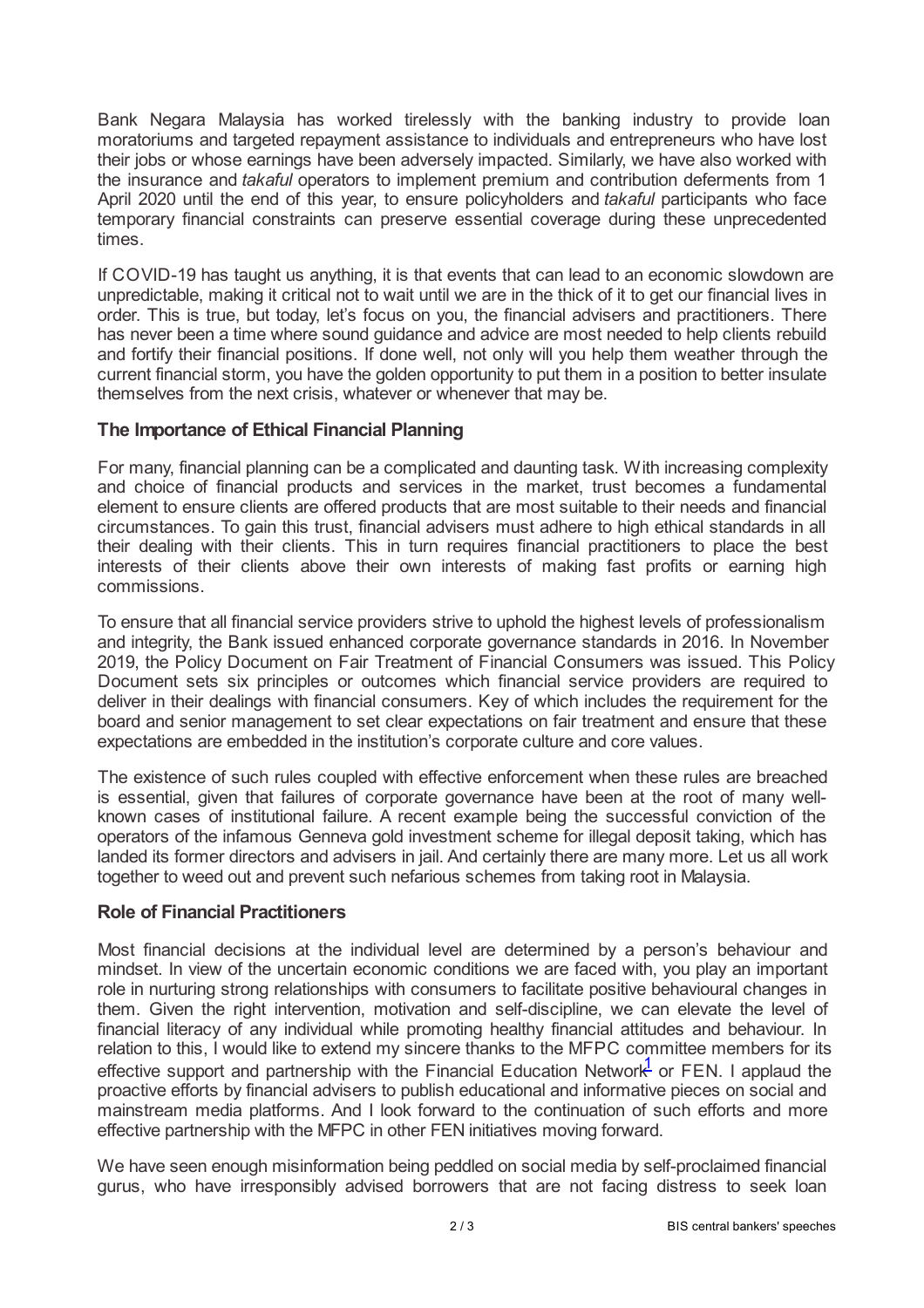Bank Negara Malaysia has worked tirelessly with the banking industry to provide loan moratoriums and targeted repayment assistance to individuals and entrepreneurs who have lost their jobs or whose earnings have been adversely impacted. Similarly, we have also worked with the insurance and *takaful* operators to implement premium and contribution deferments from 1 April 2020 until the end of this year, to ensure policyholders and *takaful* participants who face temporary financial constraints can preserve essential coverage during these unprecedented times.

If COVID-19 has taught us anything, it is that events that can lead to an economic slowdown are unpredictable, making it critical not to wait until we are in the thick of it to get our financial lives in order. This is true, but today, let's focus on you, the financial advisers and practitioners. There has never been a time where sound guidance and advice are most needed to help clients rebuild and fortify their financial positions. If done well, not only will you help them weather through the current financial storm, you have the golden opportunity to put them in a position to better insulate themselves from the next crisis, whatever or whenever that may be.

### The Importance of Ethical Financial Planning

For many, financial planning can be a complicated and daunting task. With increasing complexity and choice of financial products and services in the market, trust becomes a fundamental element to ensure clients are offered products that are most suitable to their needs and financial circumstances. To gain this trust, financial advisers must adhere to high ethical standards in all their dealing with their clients. This in turn requires financial practitioners to place the best interests of their clients above their own interests of making fast profits or earning high commissions.

To ensure that all financial service providers strive to uphold the highest levels of professionalism and integrity, the Bank issued enhanced corporate governance standards in 2016. In November 2019, the Policy Document on Fair Treatment of Financial Consumers was issued. This Policy Document sets six principles or outcomes which financial service providers are required to deliver in their dealings with financial consumers. Key of which includes the requirement for the board and senior management to set clear expectations on fair treatment and ensure that these expectations are embedded in the institution's corporate culture and core values.

The existence of such rules coupled with effective enforcement when these rules are breached is essential, given that failures of corporate governance have been at the root of many well-known cases of institutional failure. A recent example being the successful conviction of the operators of the infamous Genneva gold investment scheme for illegal deposit taking, which has landed its former directors and advisers in jail. And certainly there are many more. Let us all work together to weed out and prevent such nefarious schemes from taking root in Malaysia.

### Role of Financial Practitioners

Most financial decisions at the individual level are determined by a person's behaviour and mindset. In view of the uncertain economic conditions we are faced with, you play an important role in nurturing strong relationships with consumers to facilitate positive behavioural changes in them. Given the right intervention, motivation and self-discipline, we can elevate the level of financial literacy of any individual while promoting healthy financial attitudes and behaviour. In relation to this, I would like to extend my sincere thanks to the MFPC committee members for its effective support and partnership with the Financial Education Network[1] or FEN. I applaud the proactive efforts by financial advisers to publish educational and informative pieces on social and mainstream media platforms. And I look forward to the continuation of such efforts and more effective partnership with the MFPC in other FEN initiatives moving forward.

We have seen enough misinformation being peddled on social media by self-proclaimed financial gurus, who have irresponsibly advised borrowers that are not facing distress to seek loan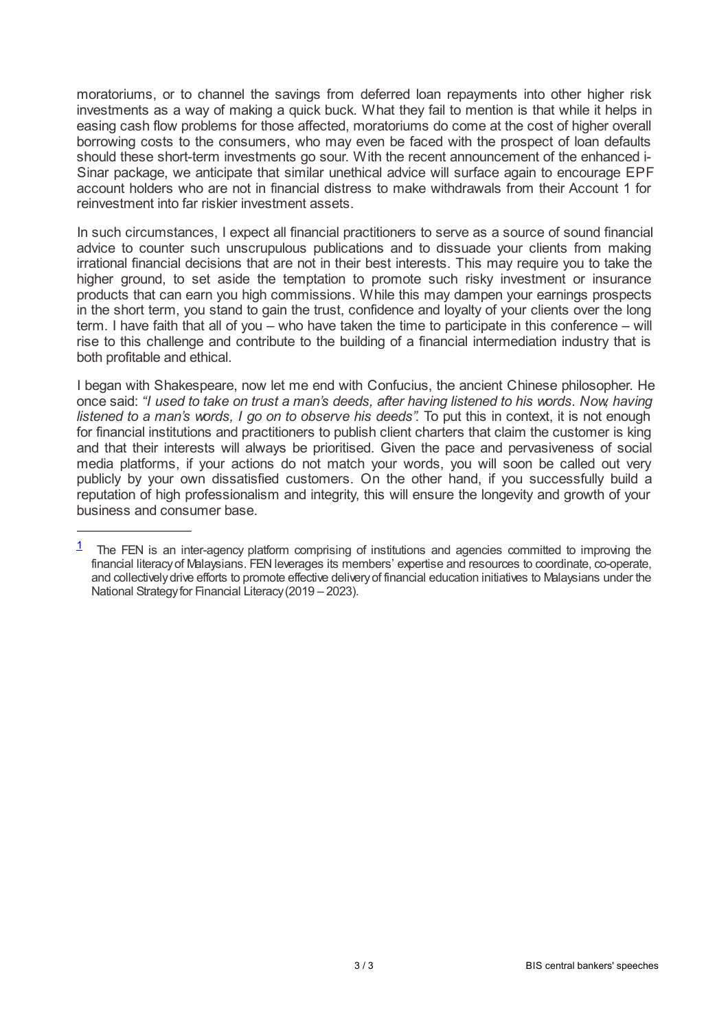moratoriums, or to channel the savings from deferred loan repayments into other higher risk investments as a way of making a quick buck. What they fail to mention is that while it helps in easing cash flow problems for those affected, moratoriums do come at the cost of higher overall borrowing costs to the consumers, who may even be faced with the prospect of loan defaults should these short-term investments go sour. With the recent announcement of the enhanced i-Sinar package, we anticipate that similar unethical advice will surface again to encourage EPF account holders who are not in financial distress to make withdrawals from their Account 1 for reinvestment into far riskier investment assets.

In such circumstances, I expect all financial practitioners to serve as a source of sound financial advice to counter such unscrupulous publications and to dissuade your clients from making irrational financial decisions that are not in their best interests. This may require you to take the higher ground, to set aside the temptation to promote such risky investment or insurance products that can earn you high commissions. While this may dampen your earnings prospects in the short term, you stand to gain the trust, confidence and loyalty of your clients over the long term. I have faith that all of you – who have taken the time to participate in this conference – will rise to this challenge and contribute to the building of a financial intermediation industry that is both profitable and ethical.

I began with Shakespeare, now let me end with Confucius, the ancient Chinese philosopher. He once said: *"I used to take on trust a man's deeds, after having listened to his words. Now, having listened to a man's words, I go on to observe his deeds".* To put this in context, it is not enough for financial institutions and practitioners to publish client charters that claim the customer is king and that their interests will always be prioritised. Given the pace and pervasiveness of social media platforms, if your actions do not match your words, you will soon be called out very publicly by your own dissatisfied customers. On the other hand, if you successfully build a reputation of high professionalism and integrity, this will ensure the longevity and growth of your business and consumer base.

---

[1] The FEN is an inter-agency platform comprising of institutions and agencies committed to improving the financial literacy of Malaysians. FEN leverages its members' expertise and resources to coordinate, co-operate, and collectively drive efforts to promote effective delivery of financial education initiatives to Malaysians under the National Strategy for Financial Literacy (2019 – 2023).